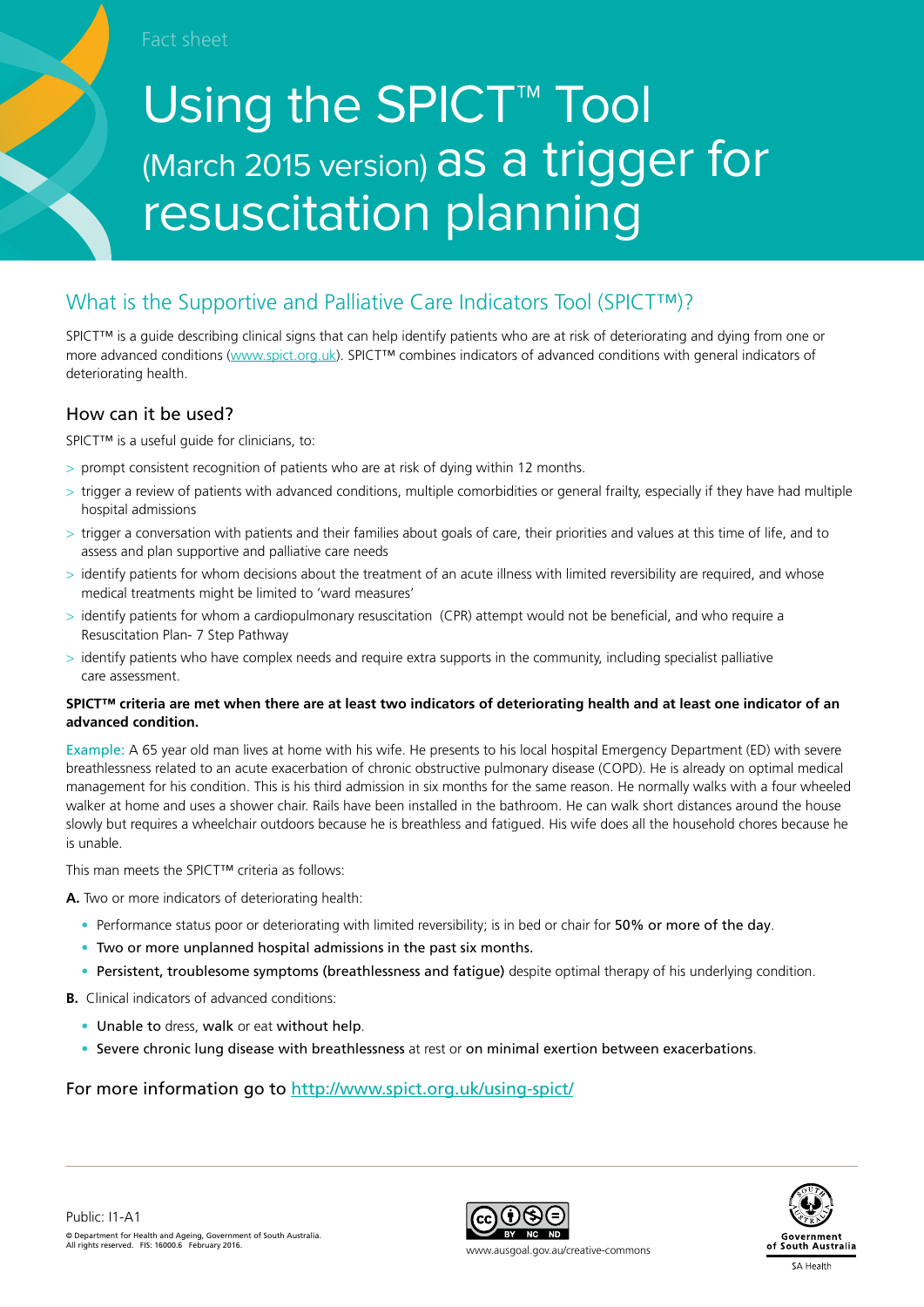Fact sheet

# Using the SPICT™ Tool (March 2015 version) as a trigger for resuscitation planning

## What is the Supportive and Palliative Care Indicators Tool (SPICT™)?

SPICT™ is a guide describing clinical signs that can help identify patients who are at risk of deteriorating and dying from one or more advanced conditions (www.spict.org.uk). SPICT™ combines indicators of advanced conditions with general indicators of deteriorating health.

### How can it be used?

SPICT™ is a useful guide for clinicians, to:

- prompt consistent recognition of patients who are at risk of dying within 12 months.
- trigger a review of patients with advanced conditions, multiple comorbidities or general frailty, especially if they have had multiple hospital admissions
- trigger a conversation with patients and their families about goals of care, their priorities and values at this time of life, and to assess and plan supportive and palliative care needs
- identify patients for whom decisions about the treatment of an acute illness with limited reversibility are required, and whose medical treatments might be limited to 'ward measures'
- identify patients for whom a cardiopulmonary resuscitation (CPR) attempt would not be beneficial, and who require a Resuscitation Plan- 7 Step Pathway
- identify patients who have complex needs and require extra supports in the community, including specialist palliative care assessment.

**SPICT™ criteria are met when there are at least two indicators of deteriorating health and at least one indicator of an advanced condition.**

Example: A 65 year old man lives at home with his wife. He presents to his local hospital Emergency Department (ED) with severe breathlessness related to an acute exacerbation of chronic obstructive pulmonary disease (COPD). He is already on optimal medical management for his condition. This is his third admission in six months for the same reason. He normally walks with a four wheeled walker at home and uses a shower chair. Rails have been installed in the bathroom. He can walk short distances around the house slowly but requires a wheelchair outdoors because he is breathless and fatigued. His wife does all the household chores because he is unable.

This man meets the SPICT™ criteria as follows:

**A.** Two or more indicators of deteriorating health:

- Performance status poor or deteriorating with limited reversibility; is in bed or chair for **50% or more of the day**.
- **Two or more unplanned hospital admissions in the past six months.**
- **Persistent, troublesome symptoms (breathlessness and fatigue)** despite optimal therapy of his underlying condition.

**B.** Clinical indicators of advanced conditions:

- **Unable to** dress, **walk** or eat **without help**.
- **Severe chronic lung disease with breathlessness** at rest or **on minimal exertion between exacerbations**.

For more information go to http://www.spict.org.uk/using-spict/

Public: I1-A1

© Department for Health and Ageing, Government of South Australia. All rights reserved. FIS: 16000.6 February 2016.

www.ausgoal.gov.au/creative-commons

Government of South Australia

SA Health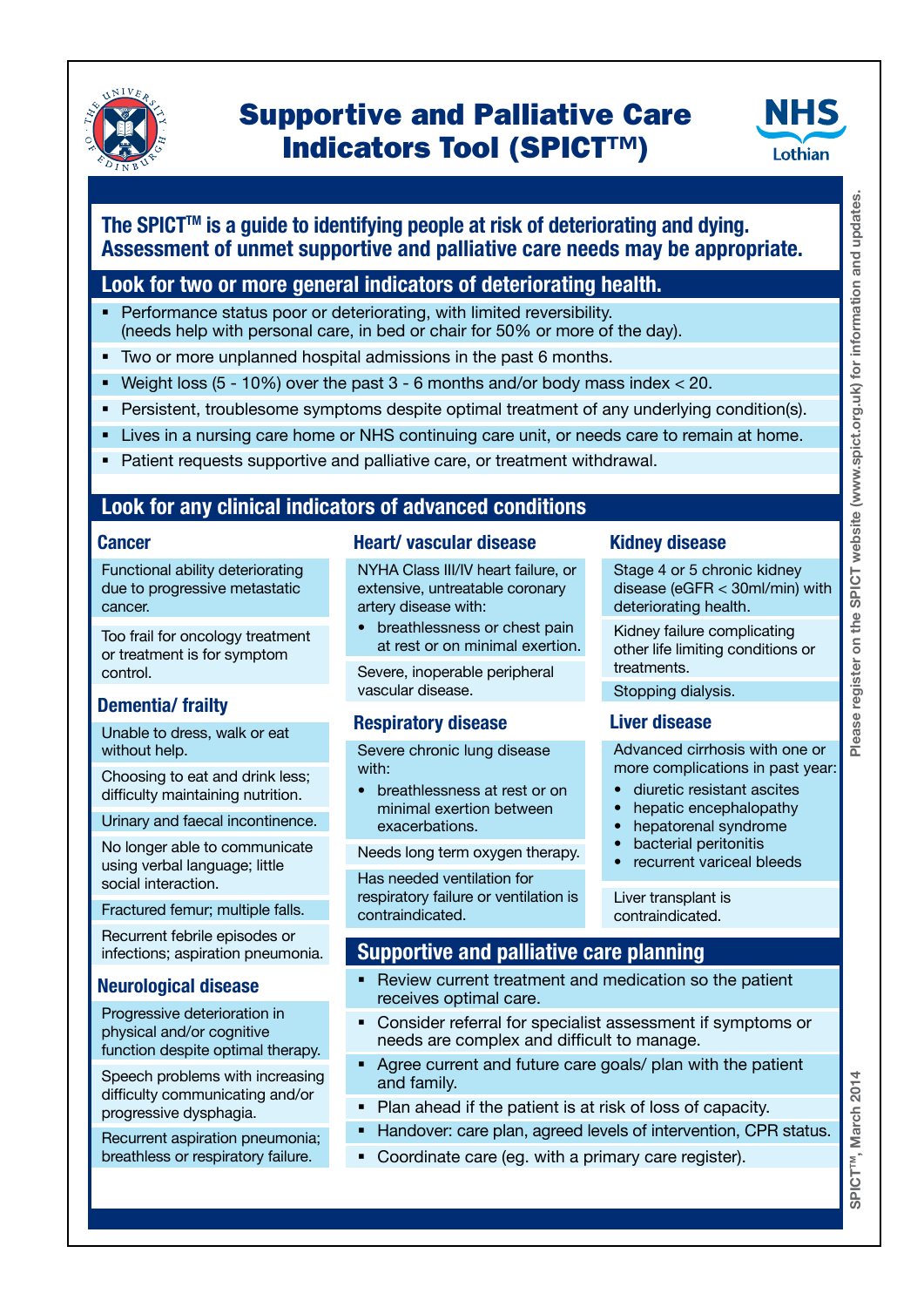# Supportive and Palliative Care Indicators Tool (SPICT™)

**The SPICT™ is a guide to identifying people at risk of deteriorating and dying. Assessment of unmet supportive and palliative care needs may be appropriate.**

## Look for two or more general indicators of deteriorating health.

- Performance status poor or deteriorating, with limited reversibility. (needs help with personal care, in bed or chair for 50% or more of the day).
- Two or more unplanned hospital admissions in the past 6 months.
- Weight loss (5 - 10%) over the past 3 - 6 months and/or body mass index < 20.
- Persistent, troublesome symptoms despite optimal treatment of any underlying condition(s).
- Lives in a nursing care home or NHS continuing care unit, or needs care to remain at home.
- Patient requests supportive and palliative care, or treatment withdrawal.

## Look for any clinical indicators of advanced conditions

### Cancer

Functional ability deteriorating due to progressive metastatic cancer.

Too frail for oncology treatment or treatment is for symptom control.

### Dementia/ frailty

Unable to dress, walk or eat without help.

Choosing to eat and drink less; difficulty maintaining nutrition.

Urinary and faecal incontinence.

No longer able to communicate using verbal language; little social interaction.

Fractured femur; multiple falls.

Recurrent febrile episodes or infections; aspiration pneumonia.

### Neurological disease

Progressive deterioration in physical and/or cognitive function despite optimal therapy.

Speech problems with increasing difficulty communicating and/or progressive dysphagia.

Recurrent aspiration pneumonia; breathless or respiratory failure.

### Heart/ vascular disease

NYHA Class III/IV heart failure, or extensive, untreatable coronary artery disease with:

- breathlessness or chest pain at rest or on minimal exertion.

Severe, inoperable peripheral vascular disease.

### Respiratory disease

Severe chronic lung disease with:

- breathlessness at rest or on minimal exertion between exacerbations.

Needs long term oxygen therapy.

Has needed ventilation for respiratory failure or ventilation is contraindicated.

### Kidney disease

Stage 4 or 5 chronic kidney disease (eGFR < 30ml/min) with deteriorating health.

Kidney failure complicating other life limiting conditions or treatments.

Stopping dialysis.

### Liver disease

Advanced cirrhosis with one or more complications in past year:

- diuretic resistant ascites
- hepatic encephalopathy
- hepatorenal syndrome
- bacterial peritonitis
- recurrent variceal bleeds

Liver transplant is contraindicated.

## Supportive and palliative care planning

- Review current treatment and medication so the patient receives optimal care.
- Consider referral for specialist assessment if symptoms or needs are complex and difficult to manage.
- Agree current and future care goals/ plan with the patient and family.
- Plan ahead if the patient is at risk of loss of capacity.
- Handover: care plan, agreed levels of intervention, CPR status.
- Coordinate care (eg. with a primary care register).

Please register on the SPICT website (www.spict.org.uk) for information and updates.

SPICT™, March 2014